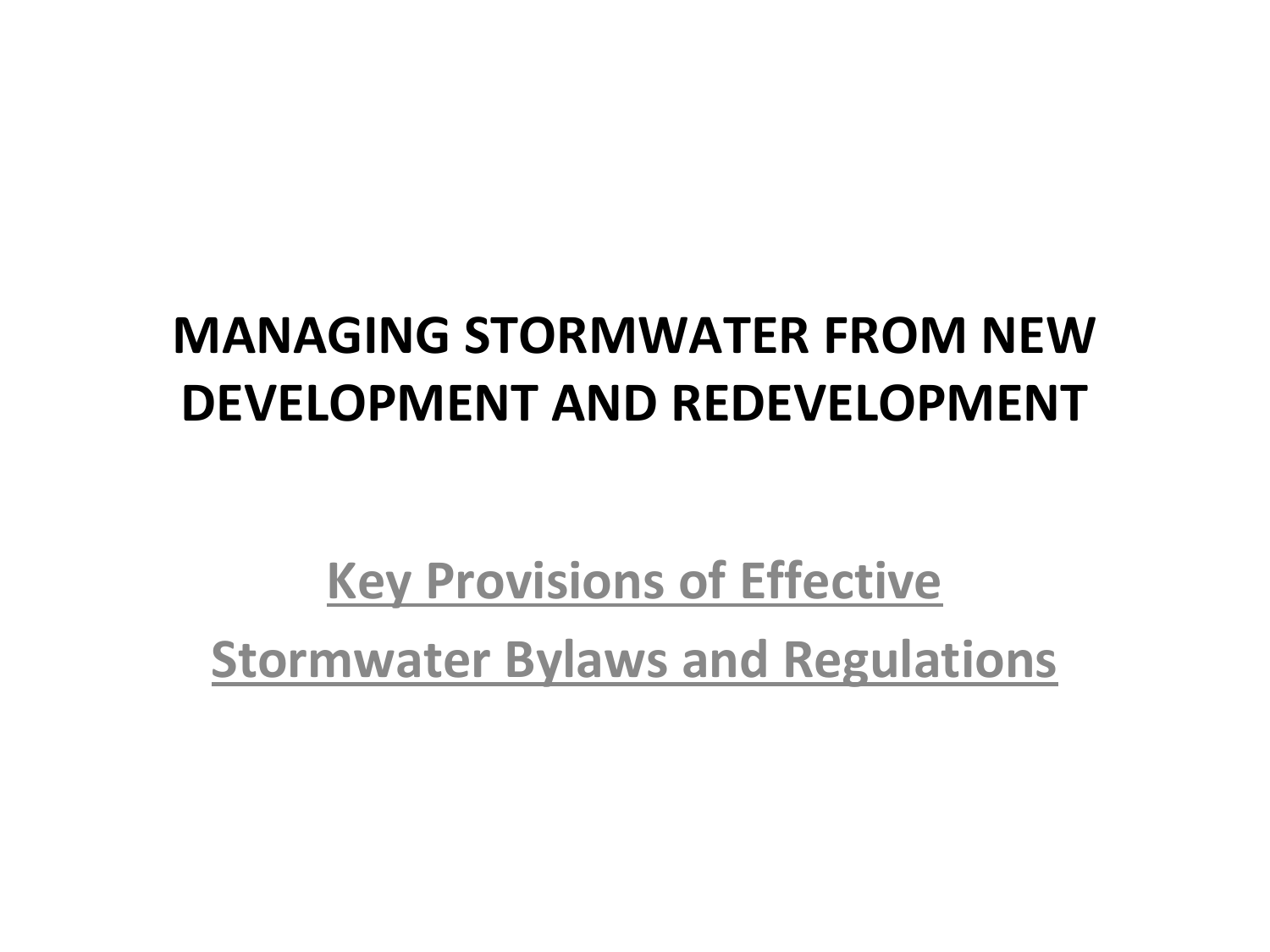# MANAGING STORMWATER FROM NEW DEVELOPMENT AND REDEVELOPMENT

## Key Provisions of Effective Stormwater Bylaws and Regulations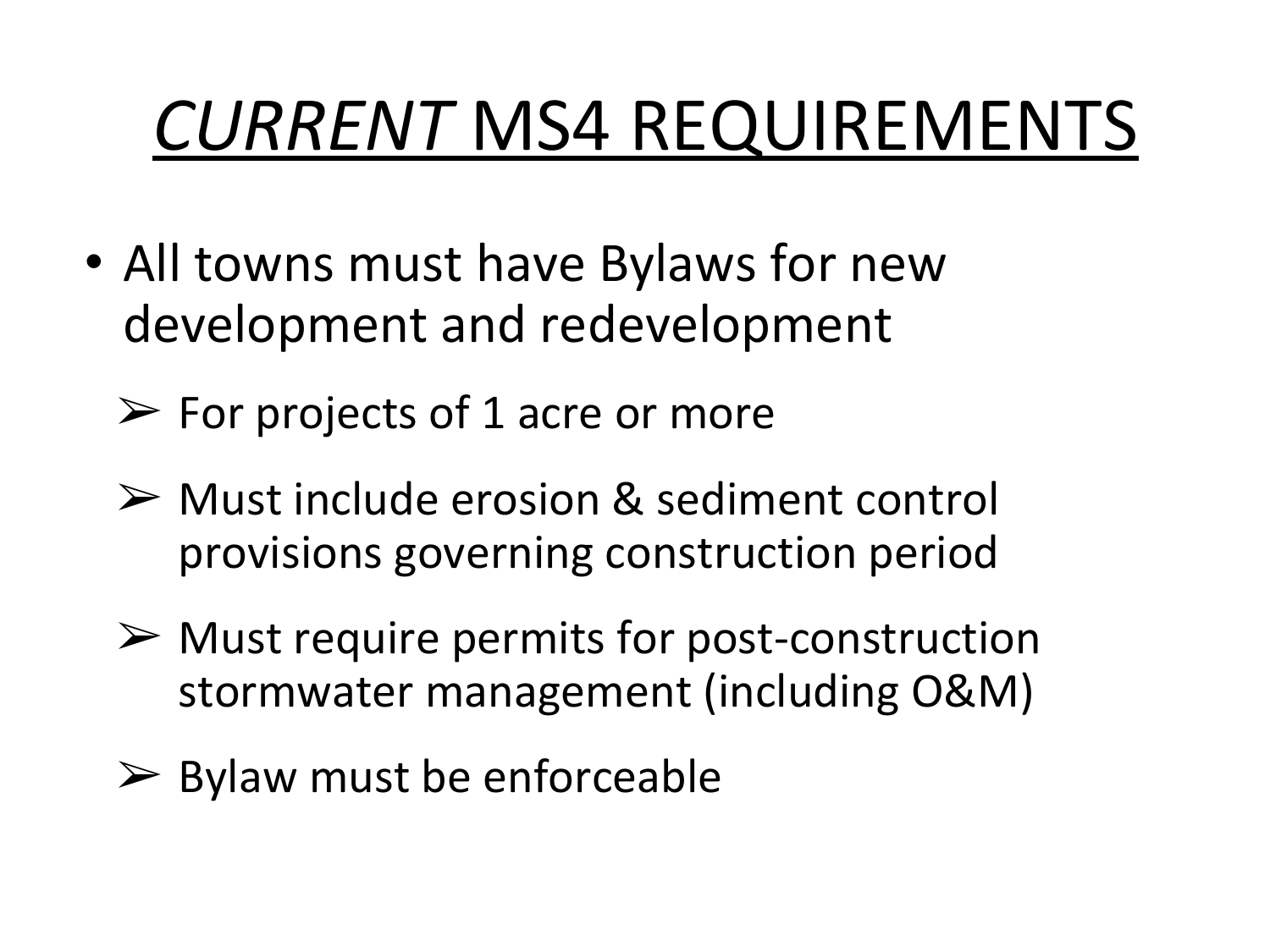# *CURRENT* MS4 REQUIREMENTS

- All towns must have Bylaws for new development and redevelopment
  - ➢ For projects of 1 acre or more
  - ➢ Must include erosion & sediment control provisions governing construction period
  - ➢ Must require permits for post-construction stormwater management (including O&M)
  - ➢ Bylaw must be enforceable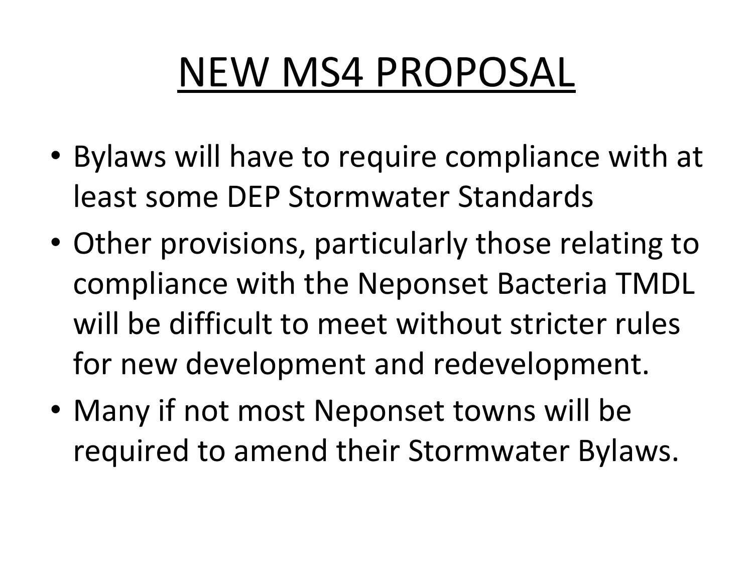# NEW MS4 PROPOSAL

- Bylaws will have to require compliance with at least some DEP Stormwater Standards
- Other provisions, particularly those relating to compliance with the Neponset Bacteria TMDL will be difficult to meet without stricter rules for new development and redevelopment.
- Many if not most Neponset towns will be required to amend their Stormwater Bylaws.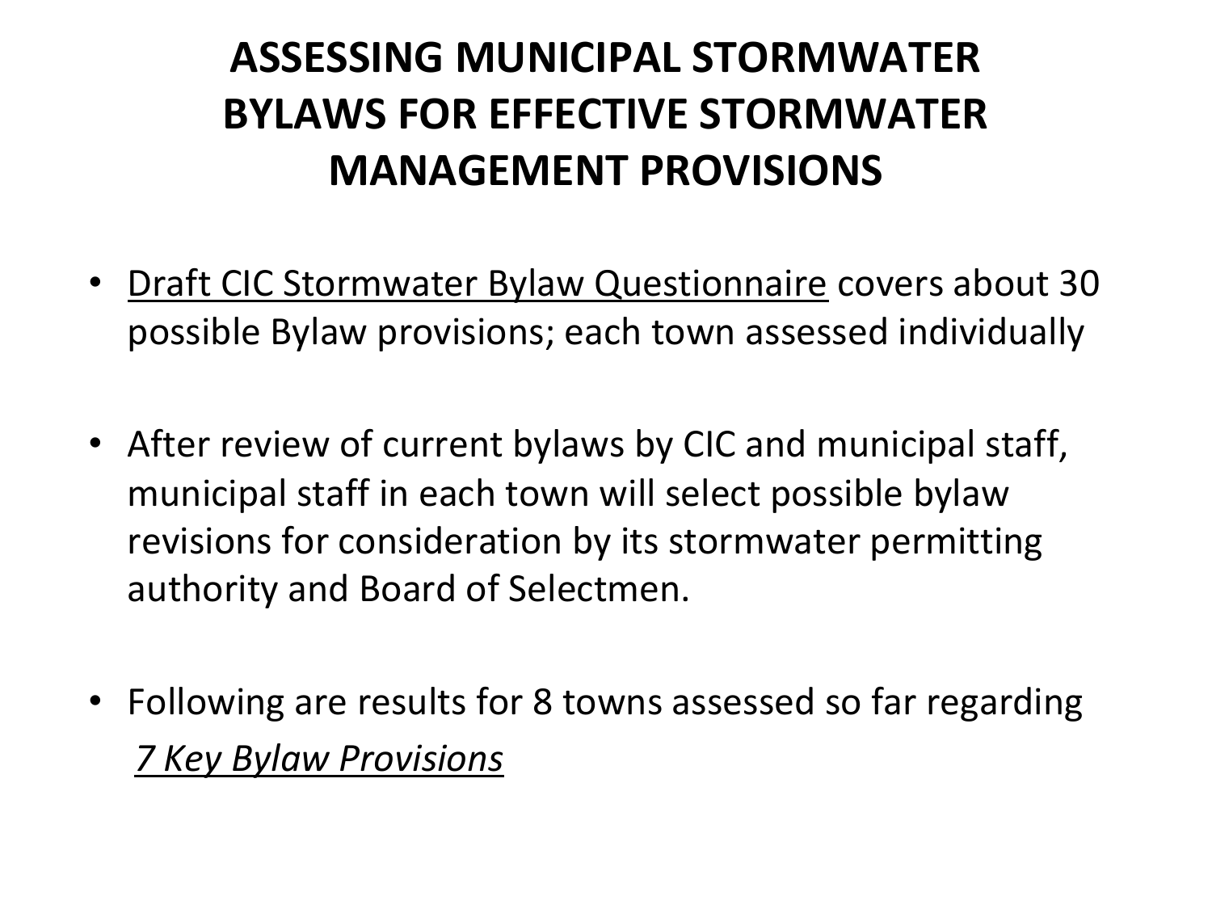# ASSESSING MUNICIPAL STORMWATER BYLAWS FOR EFFECTIVE STORMWATER MANAGEMENT PROVISIONS

- Draft CIC Stormwater Bylaw Questionnaire covers about 30 possible Bylaw provisions; each town assessed individually

- After review of current bylaws by CIC and municipal staff, municipal staff in each town will select possible bylaw revisions for consideration by its stormwater permitting authority and Board of Selectmen.

- Following are results for 8 towns assessed so far regarding *7 Key Bylaw Provisions*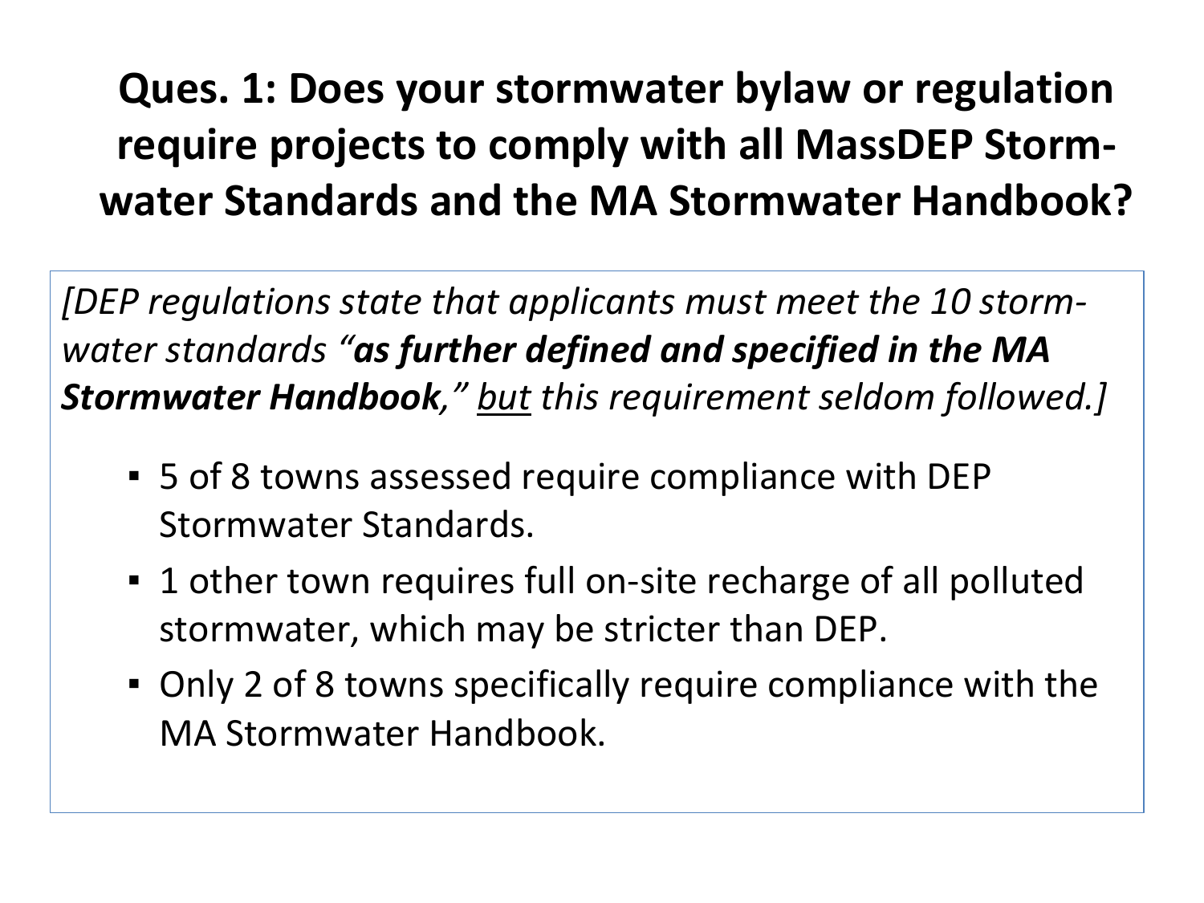# Ques. 1: Does your stormwater bylaw or regulation require projects to comply with all MassDEP Storm-water Standards and the MA Stormwater Handbook?

*[DEP regulations state that applicants must meet the 10 storm-water standards "**as further defined and specified in the MA Stormwater Handbook**," <u>but</u> this requirement seldom followed.]*

- 5 of 8 towns assessed require compliance with DEP Stormwater Standards.
- 1 other town requires full on-site recharge of all polluted stormwater, which may be stricter than DEP.
- Only 2 of 8 towns specifically require compliance with the MA Stormwater Handbook.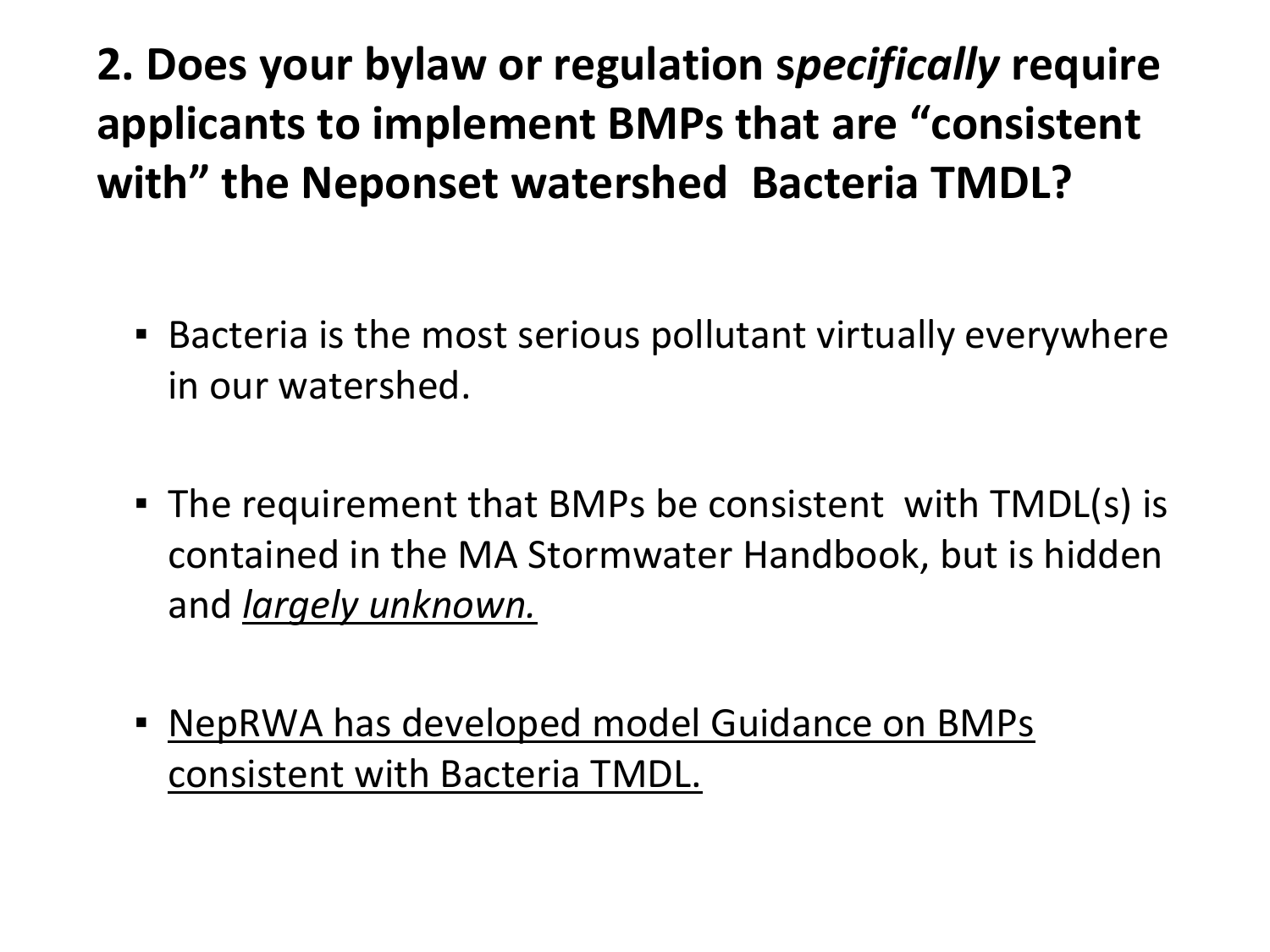## 2. Does your bylaw or regulation *specifically* require applicants to implement BMPs that are "consistent with" the Neponset watershed Bacteria TMDL?

- Bacteria is the most serious pollutant virtually everywhere in our watershed.
- The requirement that BMPs be consistent with TMDL(s) is contained in the MA Stormwater Handbook, but is hidden and *largely unknown.*
- NepRWA has developed model Guidance on BMPs consistent with Bacteria TMDL.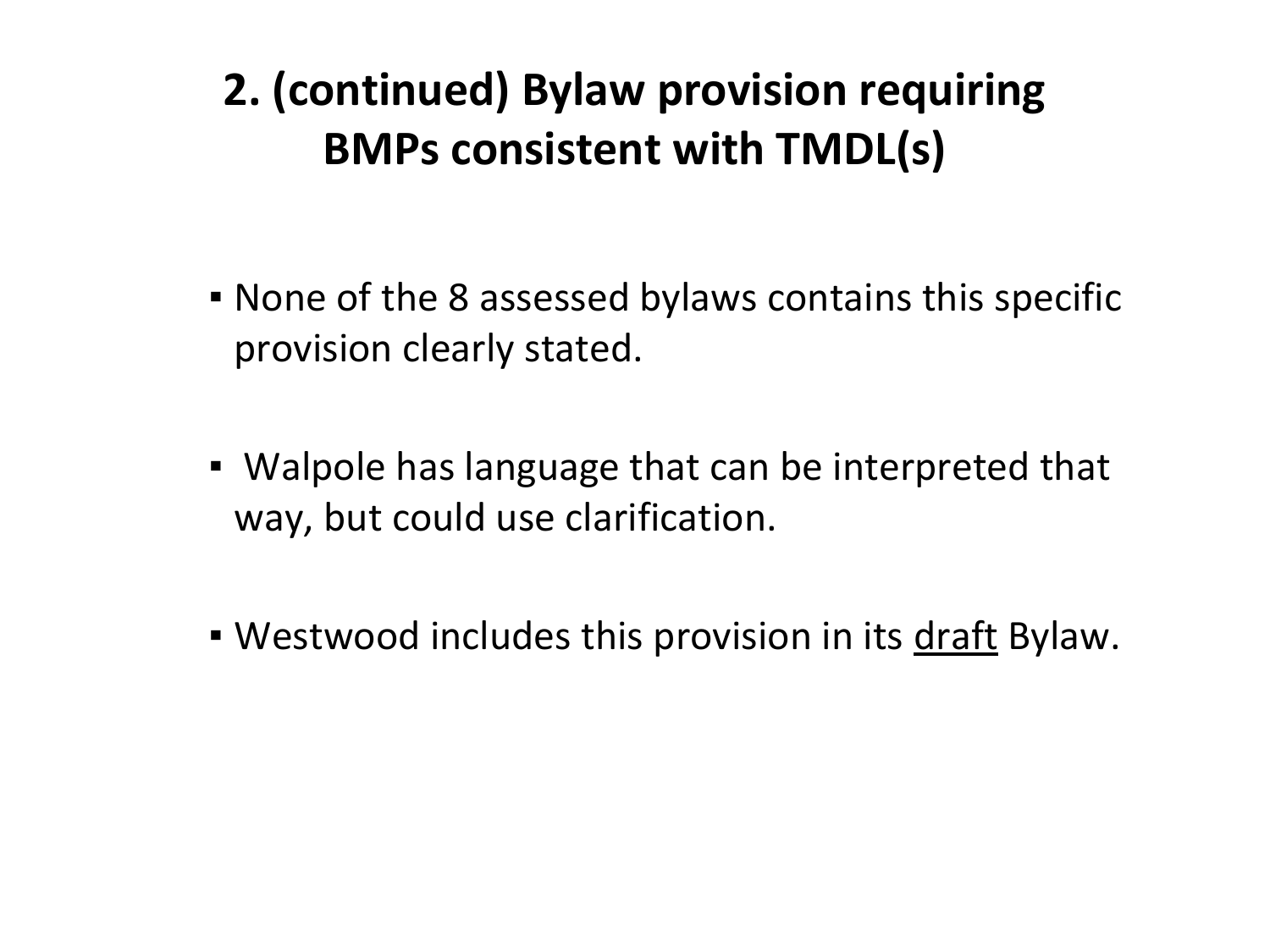# 2. (continued) Bylaw provision requiring BMPs consistent with TMDL(s)

- None of the 8 assessed bylaws contains this specific provision clearly stated.
- Walpole has language that can be interpreted that way, but could use clarification.
- Westwood includes this provision in its <u>draft</u> Bylaw.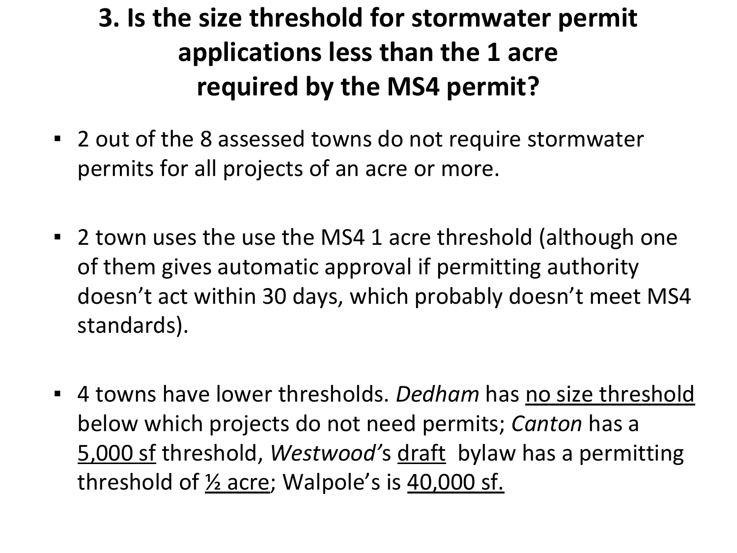# 3. Is the size threshold for stormwater permit applications less than the 1 acre required by the MS4 permit?

- 2 out of the 8 assessed towns do not require stormwater permits for all projects of an acre or more.

- 2 town uses the use the MS4 1 acre threshold (although one of them gives automatic approval if permitting authority doesn't act within 30 days, which probably doesn't meet MS4 standards).

- 4 towns have lower thresholds. *Dedham* has <u>no size threshold</u> below which projects do not need permits; *Canton* has a <u>5,000 sf</u> threshold, *Westwood*'s <u>draft</u> bylaw has a permitting threshold of <u>½ acre</u>; Walpole's is <u>40,000 sf.</u>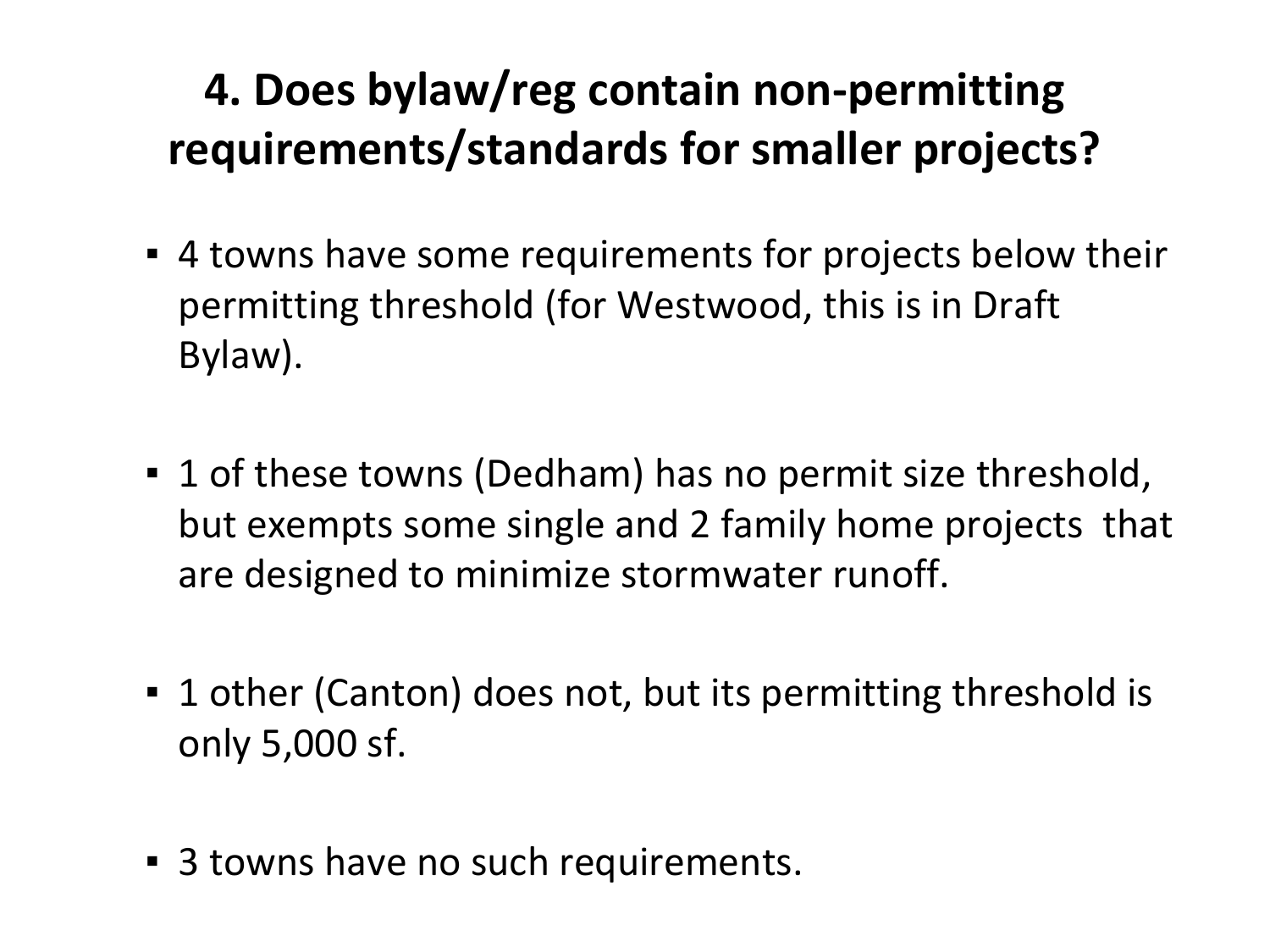# 4. Does bylaw/reg contain non-permitting requirements/standards for smaller projects?

- 4 towns have some requirements for projects below their permitting threshold (for Westwood, this is in Draft Bylaw).
- 1 of these towns (Dedham) has no permit size threshold, but exempts some single and 2 family home projects that are designed to minimize stormwater runoff.
- 1 other (Canton) does not, but its permitting threshold is only 5,000 sf.
- 3 towns have no such requirements.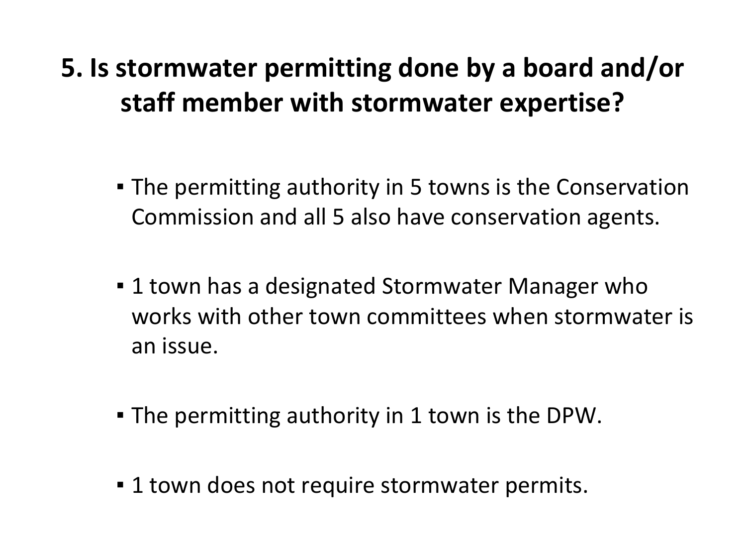## 5. Is stormwater permitting done by a board and/or staff member with stormwater expertise?

- The permitting authority in 5 towns is the Conservation Commission and all 5 also have conservation agents.
- 1 town has a designated Stormwater Manager who works with other town committees when stormwater is an issue.
- The permitting authority in 1 town is the DPW.
- 1 town does not require stormwater permits.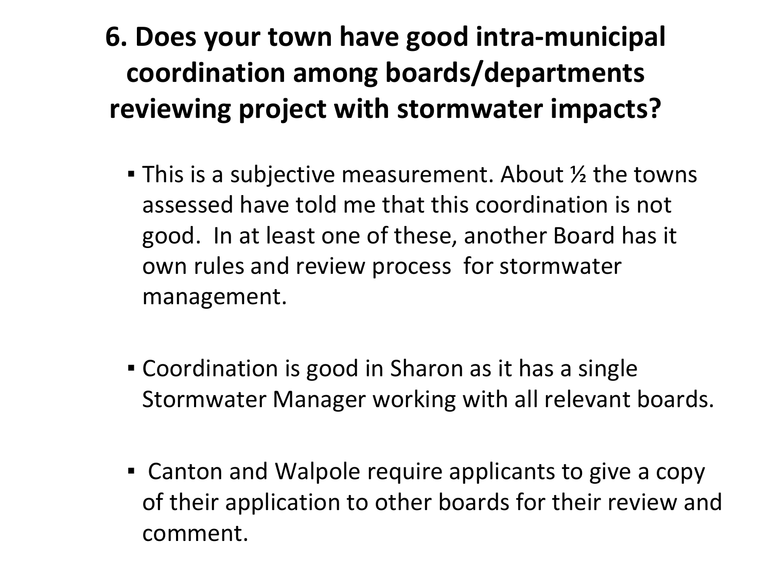# 6. Does your town have good intra-municipal coordination among boards/departments reviewing project with stormwater impacts?

- This is a subjective measurement. About ½ the towns assessed have told me that this coordination is not good. In at least one of these, another Board has it own rules and review process for stormwater management.

- Coordination is good in Sharon as it has a single Stormwater Manager working with all relevant boards.

- Canton and Walpole require applicants to give a copy of their application to other boards for their review and comment.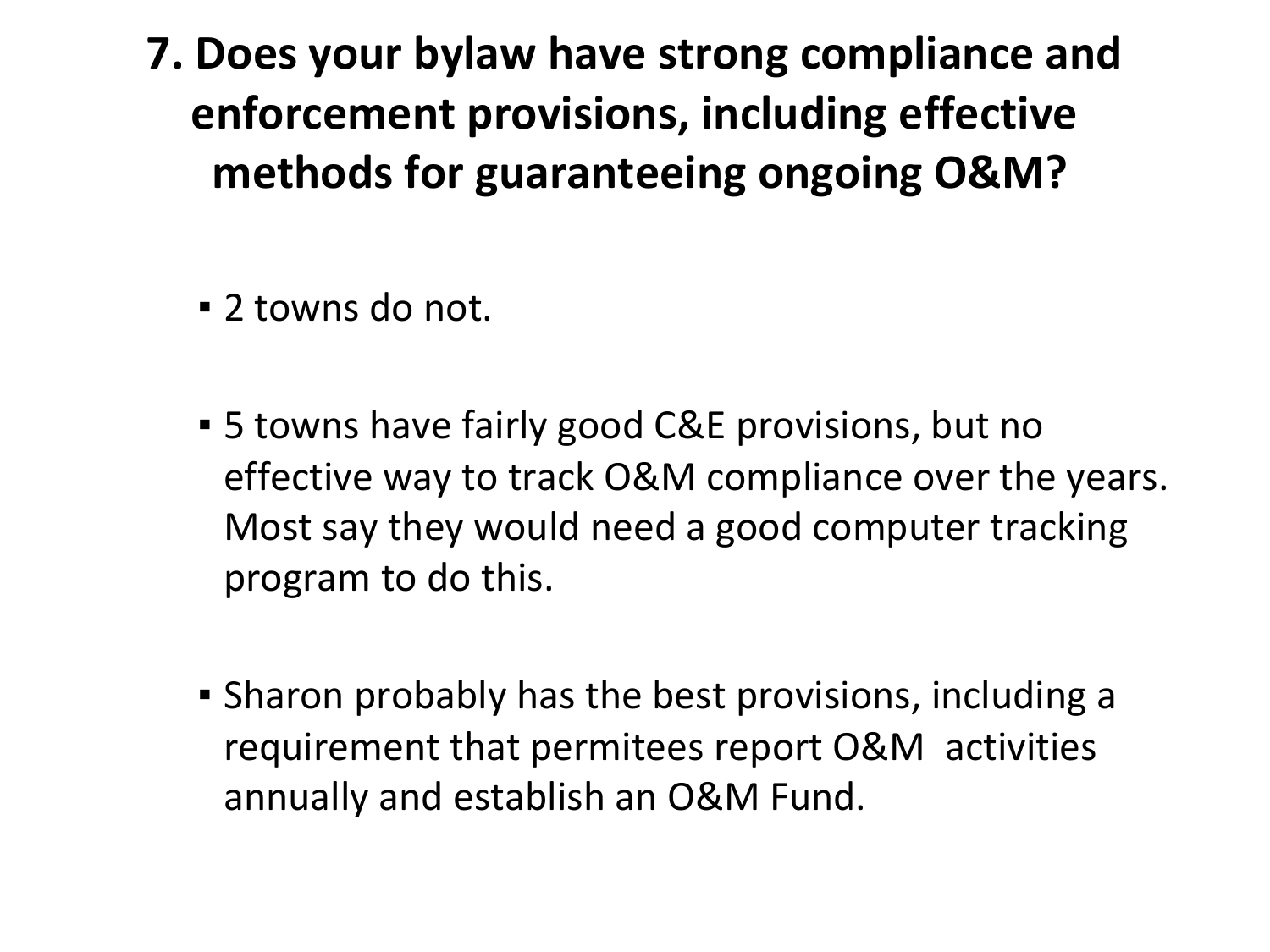## 7. Does your bylaw have strong compliance and enforcement provisions, including effective methods for guaranteeing ongoing O&M?

- 2 towns do not.
- 5 towns have fairly good C&E provisions, but no effective way to track O&M compliance over the years. Most say they would need a good computer tracking program to do this.
- Sharon probably has the best provisions, including a requirement that permitees report O&M activities annually and establish an O&M Fund.